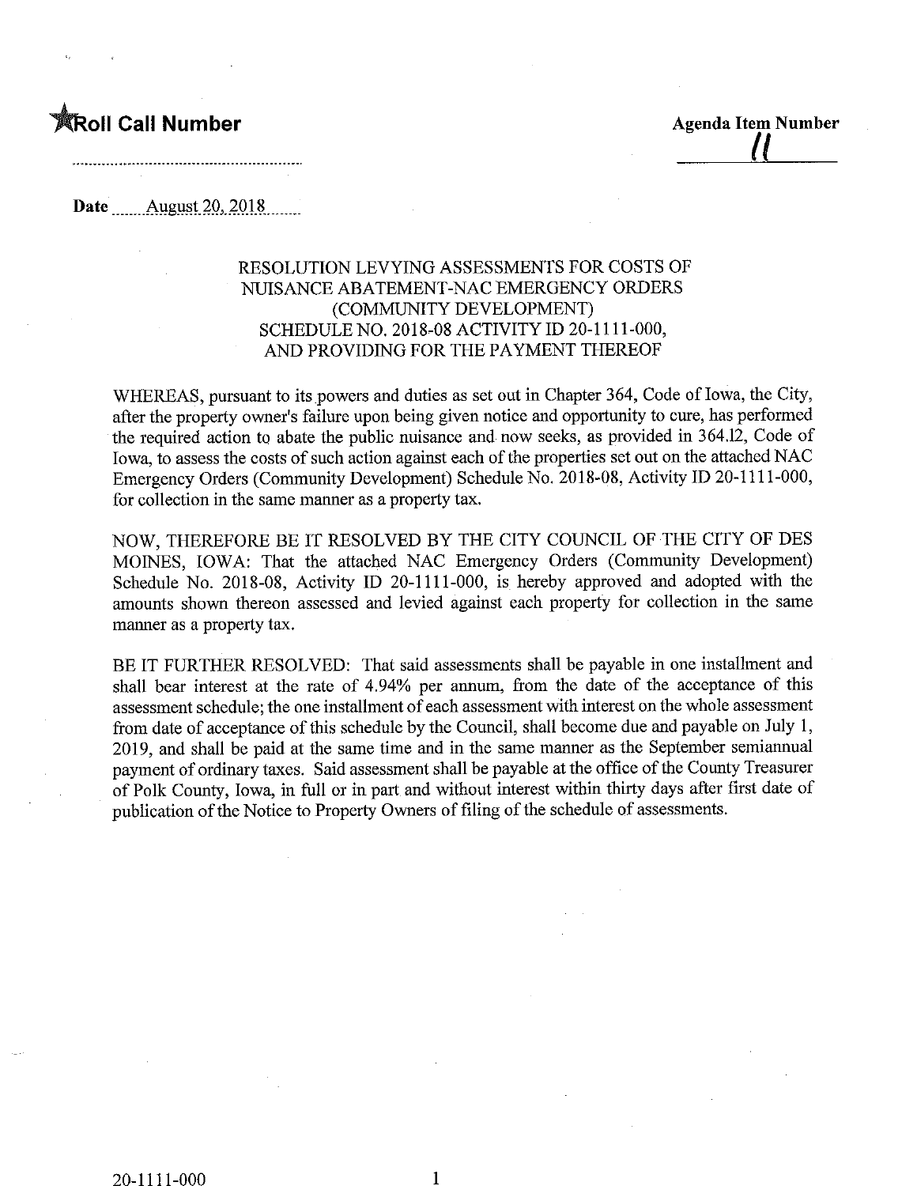**★Roll Call Number**

**Agenda Item Number**
11

**Date** August 20, 2018

RESOLUTION LEVYING ASSESSMENTS FOR COSTS OF NUISANCE ABATEMENT-NAC EMERGENCY ORDERS (COMMUNITY DEVELOPMENT) SCHEDULE NO. 2018-08 ACTIVITY ID 20-1111-000, AND PROVIDING FOR THE PAYMENT THEREOF

WHEREAS, pursuant to its powers and duties as set out in Chapter 364, Code of Iowa, the City, after the property owner's failure upon being given notice and opportunity to cure, has performed the required action to abate the public nuisance and now seeks, as provided in 364.12, Code of Iowa, to assess the costs of such action against each of the properties set out on the attached NAC Emergency Orders (Community Development) Schedule No. 2018-08, Activity ID 20-1111-000, for collection in the same manner as a property tax.

NOW, THEREFORE BE IT RESOLVED BY THE CITY COUNCIL OF THE CITY OF DES MOINES, IOWA: That the attached NAC Emergency Orders (Community Development) Schedule No. 2018-08, Activity ID 20-1111-000, is hereby approved and adopted with the amounts shown thereon assessed and levied against each property for collection in the same manner as a property tax.

BE IT FURTHER RESOLVED: That said assessments shall be payable in one installment and shall bear interest at the rate of 4.94% per annum, from the date of the acceptance of this assessment schedule; the one installment of each assessment with interest on the whole assessment from date of acceptance of this schedule by the Council, shall become due and payable on July 1, 2019, and shall be paid at the same time and in the same manner as the September semiannual payment of ordinary taxes. Said assessment shall be payable at the office of the County Treasurer of Polk County, Iowa, in full or in part and without interest within thirty days after first date of publication of the Notice to Property Owners of filing of the schedule of assessments.

20-1111-000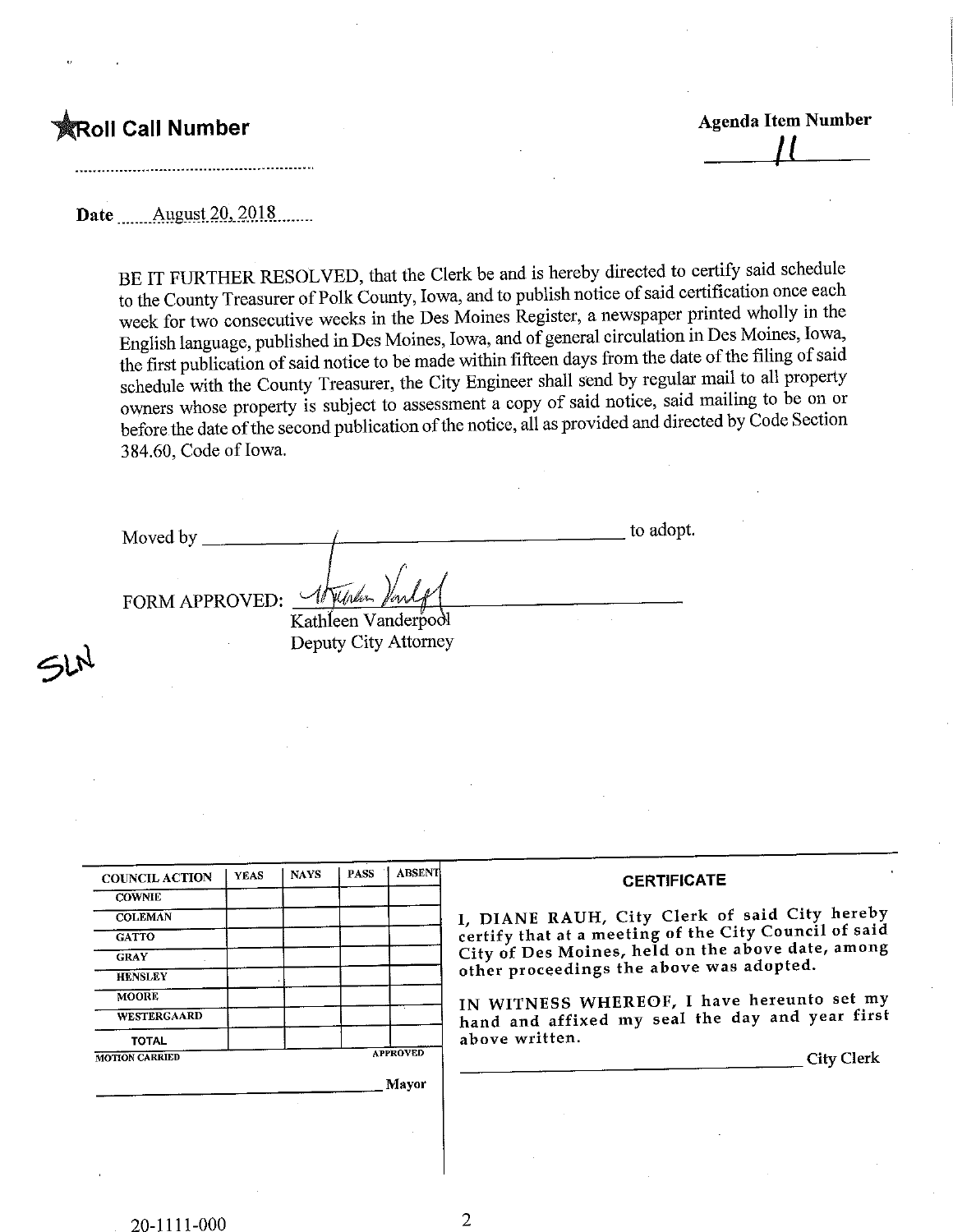★Roll Call Number ..............................

**Agenda Item Number** 11

**Date** August 20, 2018

BE IT FURTHER RESOLVED, that the Clerk be and is hereby directed to certify said schedule to the County Treasurer of Polk County, Iowa, and to publish notice of said certification once each week for two consecutive weeks in the Des Moines Register, a newspaper printed wholly in the English language, published in Des Moines, Iowa, and of general circulation in Des Moines, Iowa, the first publication of said notice to be made within fifteen days from the date of the filing of said schedule with the County Treasurer, the City Engineer shall send by regular mail to all property owners whose property is subject to assessment a copy of said notice, said mailing to be on or before the date of the second publication of the notice, all as provided and directed by Code Section 384.60, Code of Iowa.

Moved by ______________________________ to adopt.

FORM APPROVED: ______________________________
Kathleen Vanderpool
Deputy City Attorney

SLN

| COUNCIL ACTION | YEAS | NAYS | PASS | ABSENT |
| --- | --- | --- | --- | --- |
| COWNIE | | | | |
| COLEMAN | | | | |
| GATTO | | | | |
| GRAY | | | | |
| HENSLEY | | | | |
| MOORE | | | | |
| WESTERGAARD | | | | |
| TOTAL | | | | |

MOTION CARRIED APPROVED

______________________________ Mayor

**CERTIFICATE**

I, DIANE RAUH, City Clerk of said City hereby certify that at a meeting of the City Council of said City of Des Moines, held on the above date, among other proceedings the above was adopted.

IN WITNESS WHEREOF, I have hereunto set my hand and affixed my seal the day and year first above written.

______________________________ City Clerk

20-1111-000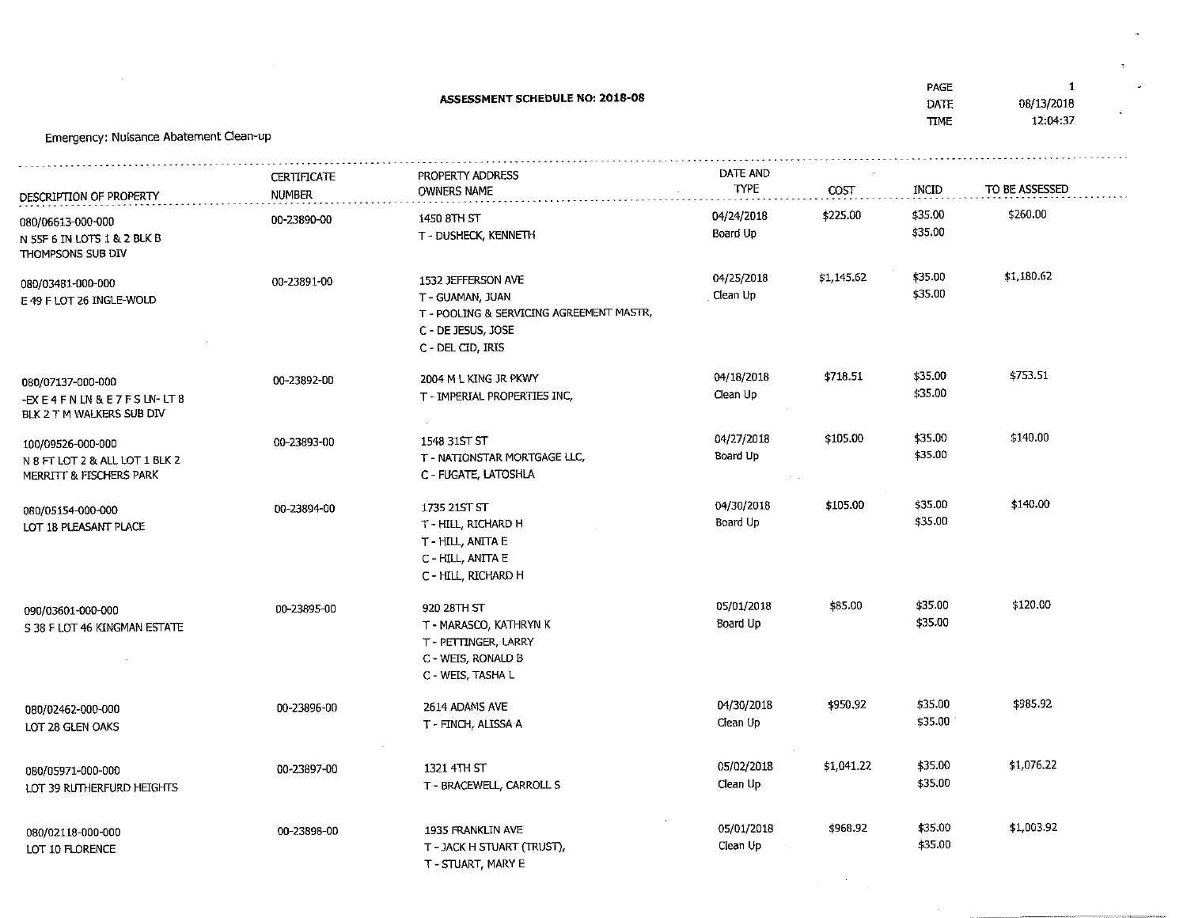## ASSESSMENT SCHEDULE NO: 2018-08

PAGE 1
DATE 08/13/2018
TIME 12:04:37

Emergency: Nuisance Abatement Clean-up

| DESCRIPTION OF PROPERTY | CERTIFICATE NUMBER | PROPERTY ADDRESS OWNERS NAME | DATE AND TYPE | COST | INCID | TO BE ASSESSED |
|---|---|---|---|---|---|---|
| 080/06613-000-000<br>N 55F 6 IN LOTS 1 & 2 BLK B<br>THOMPSONS SUB DIV | 00-23890-00 | 1450 8TH ST<br>T - DUSHECK, KENNETH | 04/24/2018<br>Board Up | $225.00 | $35.00<br>$35.00 | $260.00 |
| 080/03481-000-000<br>E 49 F LOT 26 INGLE-WOLD | 00-23891-00 | 1532 JEFFERSON AVE<br>T - GUAMAN, JUAN<br>T - POOLING & SERVICING AGREEMENT MASTR,<br>C - DE JESUS, JOSE<br>C - DEL CID, IRIS | 04/25/2018<br>Clean Up | $1,145.62 | $35.00<br>$35.00 | $1,180.62 |
| 080/07137-000-000<br>-EX E 4 F N LN & E 7 F S LN- LT 8<br>BLK 2 T M WALKERS SUB DIV | 00-23892-00 | 2004 M L KING JR PKWY<br>T - IMPERIAL PROPERTIES INC, | 04/18/2018<br>Clean Up | $718.51 | $35.00<br>$35.00 | $753.51 |
| 100/09526-000-000<br>N 8 FT LOT 2 & ALL LOT 1 BLK 2<br>MERRITT & FISCHERS PARK | 00-23893-00 | 1548 31ST ST<br>T - NATIONSTAR MORTGAGE LLC,<br>C - FUGATE, LATOSHIA | 04/27/2018<br>Board Up | $105.00 | $35.00<br>$35.00 | $140.00 |
| 080/05154-000-000<br>LOT 18 PLEASANT PLACE | 00-23894-00 | 1735 21ST ST<br>T - HILL, RICHARD H<br>T - HILL, ANITA E<br>C - HILL, ANITA E<br>C - HILL, RICHARD H | 04/30/2018<br>Board Up | $105.00 | $35.00<br>$35.00 | $140.00 |
| 090/03601-000-000<br>S 38 F LOT 46 KINGMAN ESTATE | 00-23895-00 | 920 28TH ST<br>T - MARASCO, KATHRYN K<br>T - PETTINGER, LARRY<br>C - WEIS, RONALD B<br>C - WEIS, TASHA L | 05/01/2018<br>Board Up | $85.00 | $35.00<br>$35.00 | $120.00 |
| 080/02462-000-000<br>LOT 28 GLEN OAKS | 00-23896-00 | 2614 ADAMS AVE<br>T - FINCH, ALISSA A | 04/30/2018<br>Clean Up | $950.92 | $35.00<br>$35.00 | $985.92 |
| 080/05971-000-000<br>LOT 39 RUTHERFURD HEIGHTS | 00-23897-00 | 1321 4TH ST<br>T - BRACEWELL, CARROLL S | 05/02/2018<br>Clean Up | $1,041.22 | $35.00<br>$35.00 | $1,076.22 |
| 080/02118-000-000<br>LOT 10 FLORENCE | 00-23898-00 | 1935 FRANKLIN AVE<br>T - JACK H STUART (TRUST),<br>T - STUART, MARY E | 05/01/2018<br>Clean Up | $968.92 | $35.00<br>$35.00 | $1,003.92 |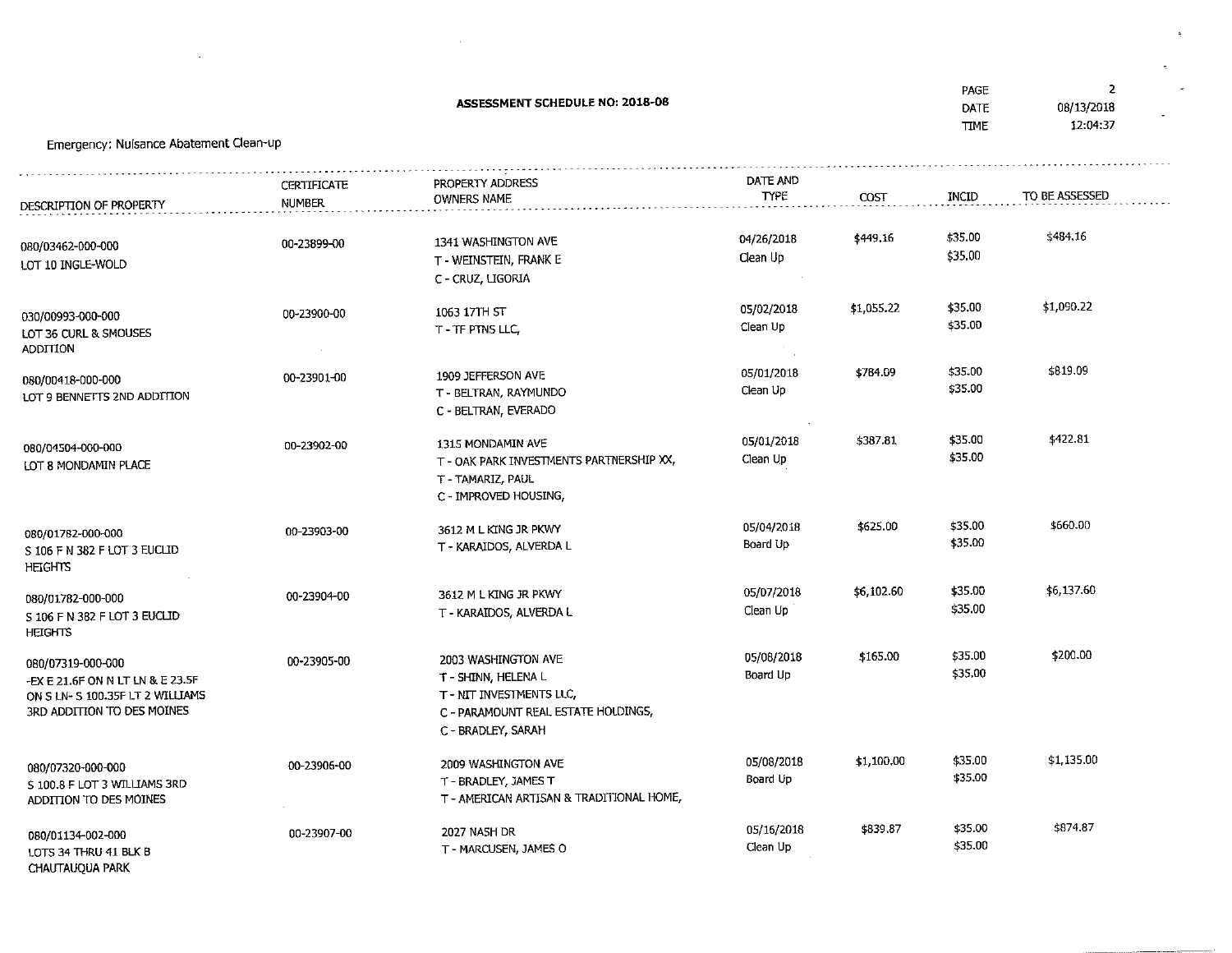## ASSESSMENT SCHEDULE NO: 2018-08

PAGE 2
DATE 08/13/2018
TIME 12:04:37

Emergency: Nuisance Abatement Clean-up

| DESCRIPTION OF PROPERTY | CERTIFICATE NUMBER | PROPERTY ADDRESS OWNERS NAME | DATE AND TYPE | COST | INCID | TO BE ASSESSED |
|---|---|---|---|---|---|---|
| 080/03462-000-000<br>LOT 10 INGLE-WOLD | 00-23899-00 | 1341 WASHINGTON AVE<br>T - WEINSTEIN, FRANK E<br>C - CRUZ, LIGORIA | 04/26/2018<br>Clean Up | $449.16 | $35.00<br>$35.00 | $484.16 |
| 030/00993-000-000<br>LOT 36 CURL & SMOUSES ADDITION | 00-23900-00 | 1063 17TH ST<br>T - TF PTNS LLC, | 05/02/2018<br>Clean Up | $1,055.22 | $35.00<br>$35.00 | $1,090.22 |
| 080/00418-000-000<br>LOT 9 BENNETTS 2ND ADDITION | 00-23901-00 | 1909 JEFFERSON AVE<br>T - BELTRAN, RAYMUNDO<br>C - BELTRAN, EVERADO | 05/01/2018<br>Clean Up | $784.09 | $35.00<br>$35.00 | $819.09 |
| 080/04504-000-000<br>LOT 8 MONDAMIN PLACE | 00-23902-00 | 1315 MONDAMIN AVE<br>T - OAK PARK INVESTMENTS PARTNERSHIP XX,<br>T - TAMARIZ, PAUL<br>C - IMPROVED HOUSING, | 05/01/2018<br>Clean Up | $387.81 | $35.00<br>$35.00 | $422.81 |
| 080/01782-000-000<br>S 106 F N 382 F LOT 3 EUCLID HEIGHTS | 00-23903-00 | 3612 M L KING JR PKWY<br>T - KARAIDOS, ALVERDA L | 05/04/2018<br>Board Up | $625.00 | $35.00<br>$35.00 | $660.00 |
| 080/01782-000-000<br>S 106 F N 382 F LOT 3 EUCLID HEIGHTS | 00-23904-00 | 3612 M L KING JR PKWY<br>T - KARAIDOS, ALVERDA L | 05/07/2018<br>Clean Up | $6,102.60 | $35.00<br>$35.00 | $6,137.60 |
| 080/07319-000-000<br>-EX E 21.6F ON N LT LN & E 23.5F ON S LN- S 100.35F LT 2 WILLIAMS 3RD ADDITION TO DES MOINES | 00-23905-00 | 2003 WASHINGTON AVE<br>T - SHINN, HELENA L<br>T - NIT INVESTMENTS LLC,<br>C - PARAMOUNT REAL ESTATE HOLDINGS,<br>C - BRADLEY, SARAH | 05/08/2018<br>Board Up | $165.00 | $35.00<br>$35.00 | $200.00 |
| 080/07320-000-000<br>S 100.8 F LOT 3 WILLIAMS 3RD ADDITION TO DES MOINES | 00-23906-00 | 2009 WASHINGTON AVE<br>T - BRADLEY, JAMES T<br>T - AMERICAN ARTISAN & TRADITIONAL HOME, | 05/08/2018<br>Board Up | $1,100.00 | $35.00<br>$35.00 | $1,135.00 |
| 080/01134-002-000<br>LOTS 34 THRU 41 BLK B CHAUTAUQUA PARK | 00-23907-00 | 2027 NASH DR<br>T - MARCUSEN, JAMES O | 05/16/2018<br>Clean Up | $839.87 | $35.00<br>$35.00 | $874.87 |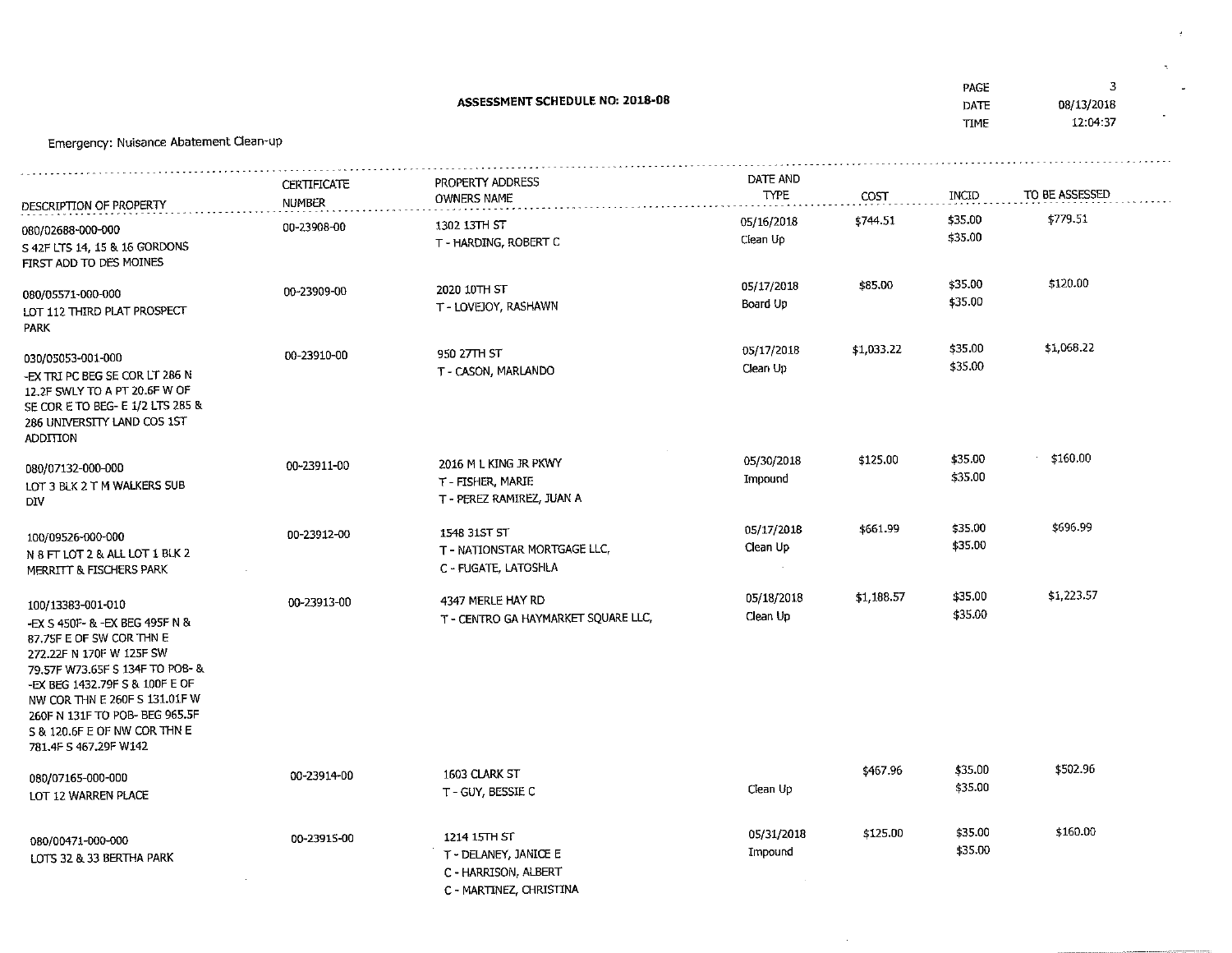## ASSESSMENT SCHEDULE NO: 2018-08

PAGE 3
DATE 08/13/2018
TIME 12:04:37

Emergency: Nuisance Abatement Clean-up

| DESCRIPTION OF PROPERTY | CERTIFICATE NUMBER | PROPERTY ADDRESS OWNERS NAME | DATE AND TYPE | COST | INCID | TO BE ASSESSED |
|---|---|---|---|---|---|---|
| 080/02688-000-000 S 42F LTS 14, 15 & 16 GORDONS FIRST ADD TO DES MOINES | 00-23908-00 | 1302 13TH ST T - HARDING, ROBERT C | 05/16/2018 Clean Up | $744.51 | $35.00 $35.00 | $779.51 |
| 080/05571-000-000 LOT 112 THIRD PLAT PROSPECT PARK | 00-23909-00 | 2020 10TH ST T - LOVEJOY, RASHAWN | 05/17/2018 Board Up | $85.00 | $35.00 $35.00 | $120.00 |
| 030/05053-001-000 -EX TRI PC BEG SE COR LT 286 N 12.2F SWLY TO A PT 20.6F W OF SE COR E TO BEG- E 1/2 LTS 285 & 286 UNIVERSITY LAND COS 1ST ADDITION | 00-23910-00 | 950 27TH ST T - CASON, MARLANDO | 05/17/2018 Clean Up | $1,033.22 | $35.00 $35.00 | $1,068.22 |
| 080/07132-000-000 LOT 3 BLK 2 T M WALKERS SUB DIV | 00-23911-00 | 2016 M L KING JR PKWY T - FISHER, MARIE T - PEREZ RAMIREZ, JUAN A | 05/30/2018 Impound | $125.00 | $35.00 $35.00 | $160.00 |
| 100/09526-000-000 N 8 FT LOT 2 & ALL LOT 1 BLK 2 MERRITT & FISCHERS PARK | 00-23912-00 | 1548 31ST ST T - NATIONSTAR MORTGAGE LLC, C - FUGATE, LATOSHLA | 05/17/2018 Clean Up | $661.99 | $35.00 $35.00 | $696.99 |
| 100/13383-001-010 -EX S 450F- & -EX BEG 495F N & 87.75F E OF SW COR THN E 272.22F N 170F W 125F SW 79.57F W73.65F S 134F TO POB- & -EX BEG 1432.79F S & 100F E OF NW COR THN E 260F S 131.01F W 260F N 131F TO POB- BEG 965.5F S & 120.6F E OF NW COR THN E 781.4F S 467.29F W142 | 00-23913-00 | 4347 MERLE HAY RD T - CENTRO GA HAYMARKET SQUARE LLC, | 05/18/2018 Clean Up | $1,188.57 | $35.00 $35.00 | $1,223.57 |
| 080/07165-000-000 LOT 12 WARREN PLACE | 00-23914-00 | 1603 CLARK ST T - GUY, BESSIE C | Clean Up | $467.96 | $35.00 $35.00 | $502.96 |
| 080/00471-000-000 LOTS 32 & 33 BERTHA PARK | 00-23915-00 | 1214 15TH ST T - DELANEY, JANICE E C - HARRISON, ALBERT C - MARTINEZ, CHRISTINA | 05/31/2018 Impound | $125.00 | $35.00 $35.00 | $160.00 |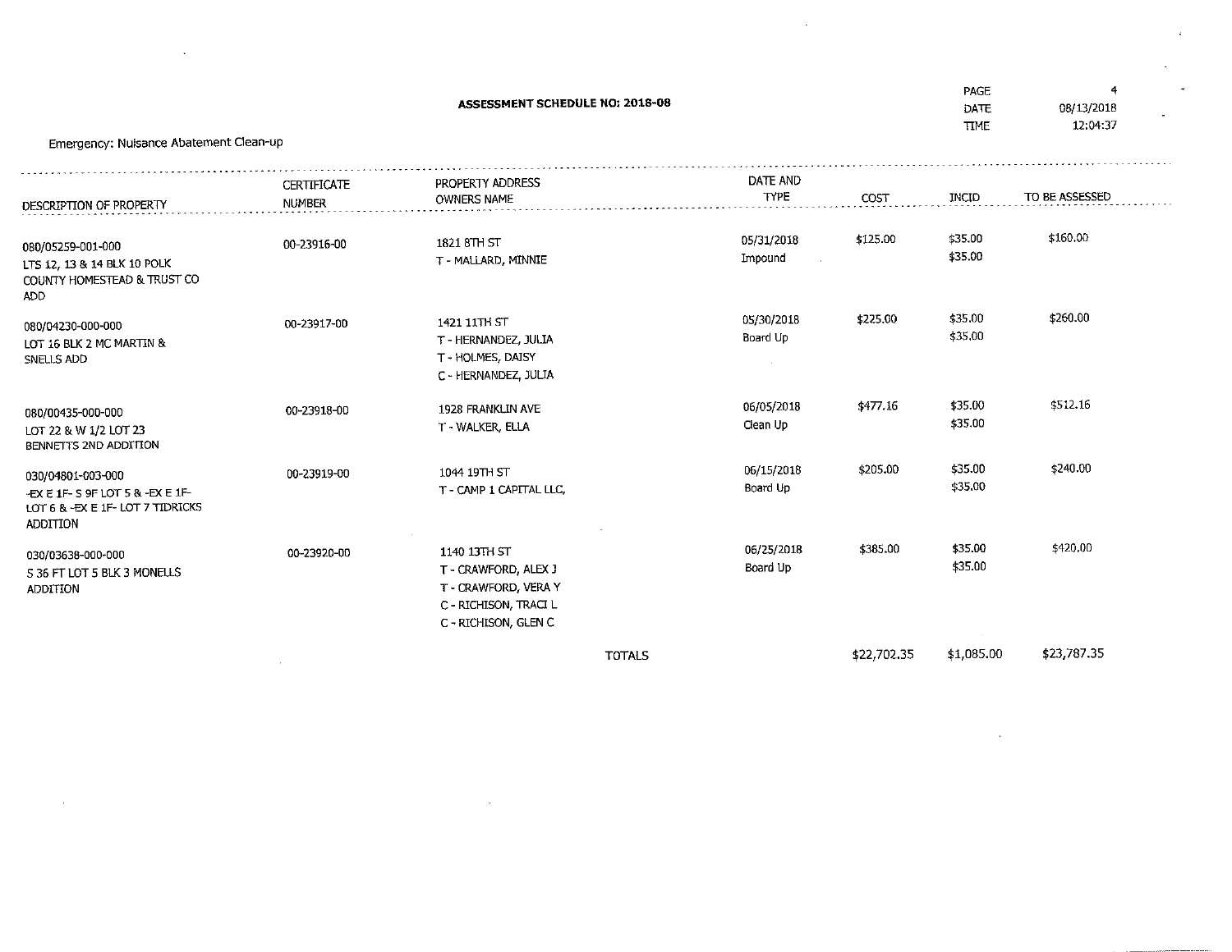## ASSESSMENT SCHEDULE NO: 2018-08

PAGE 4
DATE 08/13/2018
TIME 12:04:37

Emergency: Nuisance Abatement Clean-up

| DESCRIPTION OF PROPERTY | CERTIFICATE NUMBER | PROPERTY ADDRESS OWNERS NAME | DATE AND TYPE | COST | INCID | TO BE ASSESSED |
|---|---|---|---|---|---|---|
| 080/05259-001-000<br>LTS 12, 13 & 14 BLK 10 POLK COUNTY HOMESTEAD & TRUST CO ADD | 00-23916-00 | 1821 8TH ST<br>T - MALLARD, MINNIE | 05/31/2018<br>Impound | $125.00 | $35.00<br>$35.00 | $160.00 |
| 080/04230-000-000<br>LOT 16 BLK 2 MC MARTIN & SNELLS ADD | 00-23917-00 | 1421 11TH ST<br>T - HERNANDEZ, JULIA<br>T - HOLMES, DAISY<br>C - HERNANDEZ, JULIA | 05/30/2018<br>Board Up | $225.00 | $35.00<br>$35.00 | $260.00 |
| 080/00435-000-000<br>LOT 22 & W 1/2 LOT 23 BENNETTS 2ND ADDITION | 00-23918-00 | 1928 FRANKLIN AVE<br>T - WALKER, ELLA | 06/05/2018<br>Clean Up | $477.16 | $35.00<br>$35.00 | $512.16 |
| 030/04801-003-000<br>-EX E 1F- S 9F LOT 5 & -EX E 1F- LOT 6 & -EX E 1F- LOT 7 TIDRICKS ADDITION | 00-23919-00 | 1044 19TH ST<br>T - CAMP 1 CAPITAL LLC, | 06/15/2018<br>Board Up | $205.00 | $35.00<br>$35.00 | $240.00 |
| 030/03638-000-000<br>S 36 FT LOT 5 BLK 3 MONELLS ADDITION | 00-23920-00 | 1140 13TH ST<br>T - CRAWFORD, ALEX J<br>T - CRAWFORD, VERA Y<br>C - RICHISON, TRACI L<br>C - RICHISON, GLEN C | 06/25/2018<br>Board Up | $385.00 | $35.00<br>$35.00 | $420.00 |
| | | TOTALS | | $22,702.35 | $1,085.00 | $23,787.35 |